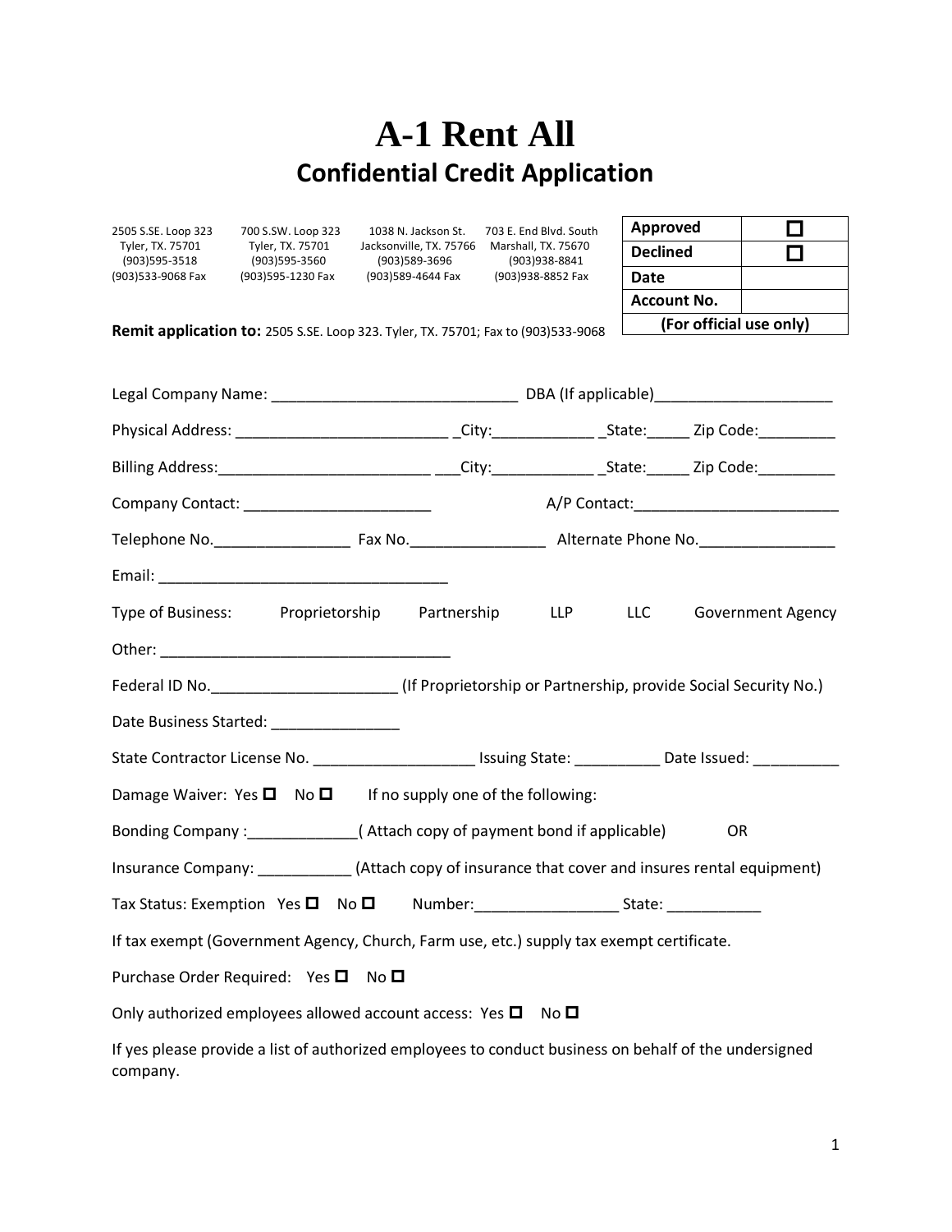# A-1 Rent All

## Confidential Credit Application

| 2505 S.SE. Loop 323<br>Tyler, TX. 75701<br>(903)595-3518<br>(903)533-9068 Fax | 700 S.SW. Loop 323<br>Tyler, TX. 75701<br>(903)595-3560<br>(903)595-1230 Fax | 1038 N. Jackson St.<br>Jacksonville, TX. 75766<br>(903)589-3696<br>(903)589-4644 Fax | 703 E. End Blvd. South<br>Marshall, TX. 75670<br>(903)938-8841<br>(903)938-8852 Fax |
|---|---|---|---|

| **Approved** | ☐ |
|---|---|
| **Declined** | ☐ |
| **Date** | |
| **Account No.** | |
| **(For official use only)** | |

**Remit application to:** 2505 S.SE. Loop 323. Tyler, TX. 75701; Fax to (903)533-9068

Legal Company Name: _____________________________ DBA (If applicable)_____________________

Physical Address: _________________________ _City:____________ _State:_____ Zip Code:_________

Billing Address:_________________________ ___City:____________ _State:_____ Zip Code:_________

Company Contact: ______________________ A/P Contact:________________________

Telephone No.________________ Fax No.________________ Alternate Phone No.________________

Email: __________________________________

Type of Business: Proprietorship Partnership LLP LLC Government Agency

Other: __________________________________

Federal ID No.______________________ (If Proprietorship or Partnership, provide Social Security No.)

Date Business Started: _______________

State Contractor License No. ___________________ Issuing State: __________ Date Issued: __________

Damage Waiver: Yes ☐ No ☐ If no supply one of the following:

Bonding Company :_____________( Attach copy of payment bond if applicable) OR

Insurance Company: ___________ (Attach copy of insurance that cover and insures rental equipment)

Tax Status: Exemption Yes ☐ No ☐ Number:_________________ State: ___________

If tax exempt (Government Agency, Church, Farm use, etc.) supply tax exempt certificate.

Purchase Order Required: Yes ☐ No ☐

Only authorized employees allowed account access: Yes ☐ No ☐

If yes please provide a list of authorized employees to conduct business on behalf of the undersigned company.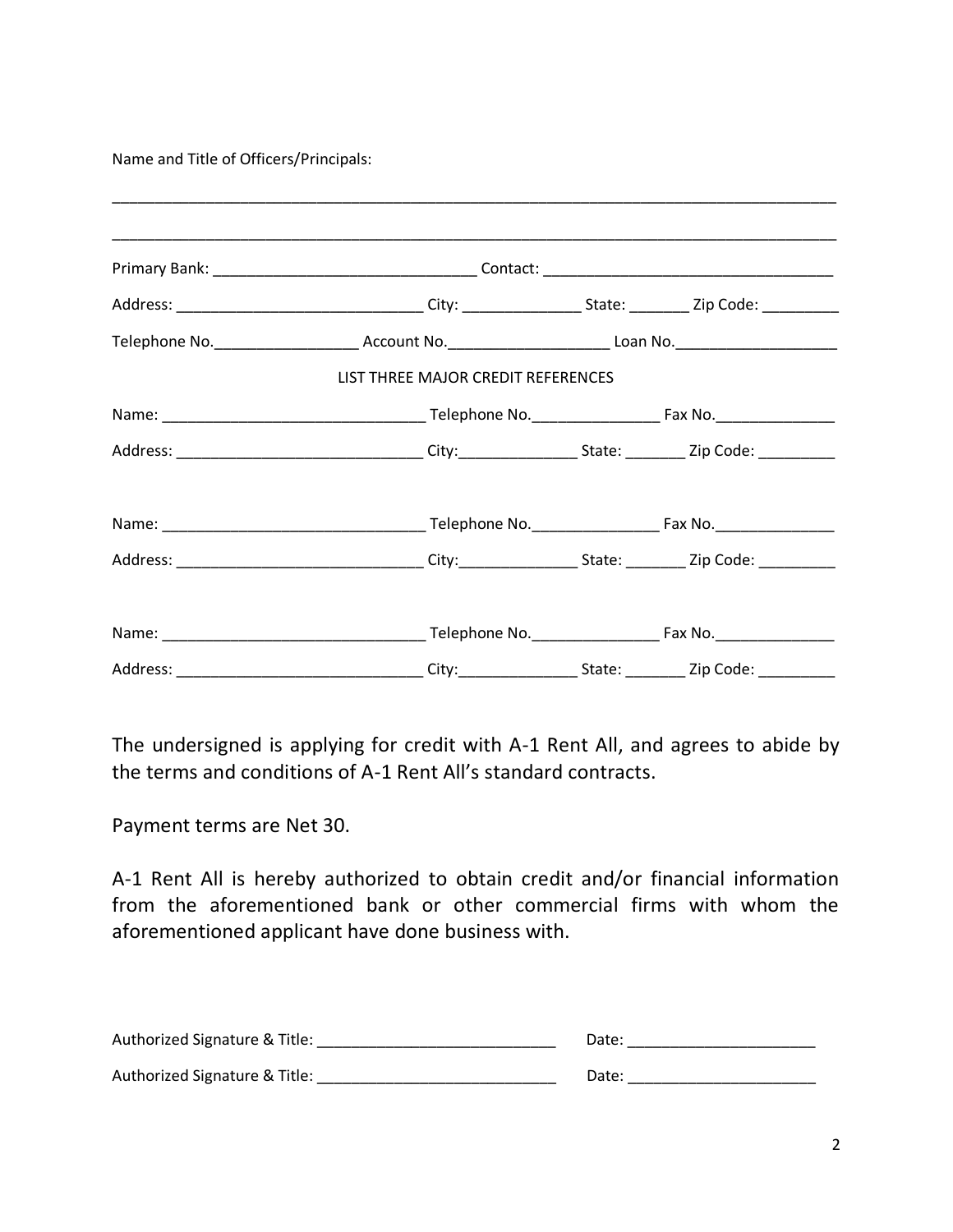Name and Title of Officers/Principals:

______________________________________________________________________________

______________________________________________________________________________

Primary Bank: ______________________________ Contact: _________________________________

Address: ____________________________ City: _____________ State: _______ Zip Code: _________

Telephone No._________________ Account No.__________________ Loan No.___________________

LIST THREE MAJOR CREDIT REFERENCES

Name: ______________________________ Telephone No._______________ Fax No.______________

Address: ____________________________ City:_____________ State: _______ Zip Code: _________

Name: ______________________________ Telephone No._______________ Fax No.______________

Address: ____________________________ City:_____________ State: _______ Zip Code: _________

Name: ______________________________ Telephone No._______________ Fax No.______________

Address: ____________________________ City:_____________ State: _______ Zip Code: _________

The undersigned is applying for credit with A-1 Rent All, and agrees to abide by the terms and conditions of A-1 Rent All's standard contracts.

Payment terms are Net 30.

A-1 Rent All is hereby authorized to obtain credit and/or financial information from the aforementioned bank or other commercial firms with whom the aforementioned applicant have done business with.

Authorized Signature & Title: ___________________________ Date: _____________________

Authorized Signature & Title: ___________________________ Date: _____________________